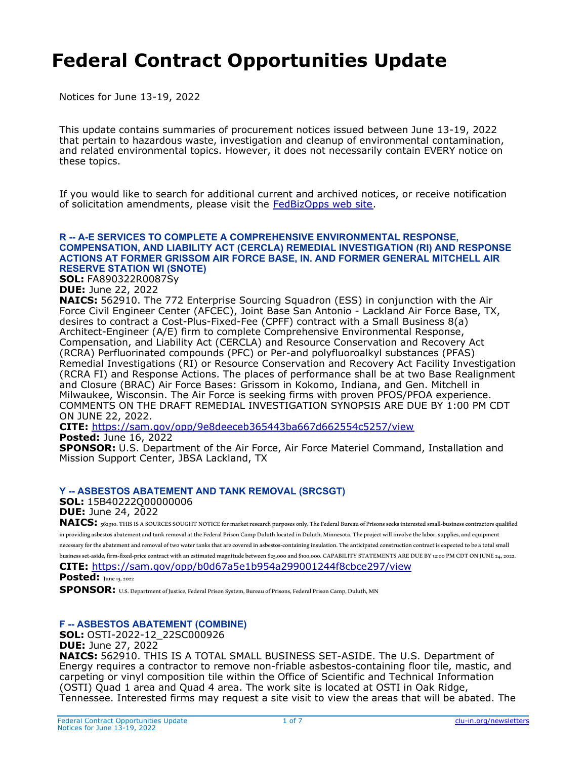# Federal Contract Opportunities Update

Notices for June 13-19, 2022

This update contains summaries of procurement notices issued between June 13-19, 2022 that pertain to hazardous waste, investigation and cleanup of environmental contamination, and related environmental topics. However, it does not necessarily contain EVERY notice on these topics.

If you would like to search for additional current and archived notices, or receive notification of solicitation amendments, please visit the FedBizOpps web site.

### R -- A-E SERVICES TO COMPLETE A COMPREHENSIVE ENVIRONMENTAL RESPONSE, COMPENSATION, AND LIABILITY ACT (CERCLA) REMEDIAL INVESTIGATION (RI) AND RESPONSE ACTIONS AT FORMER GRISSOM AIR FORCE BASE, IN. AND FORMER GENERAL MITCHELL AIR RESERVE STATION WI (SNOTE)

**SOL:** FA890322R0087Sy
**DUE:** June 22, 2022
**NAICS:** 562910. The 772 Enterprise Sourcing Squadron (ESS) in conjunction with the Air Force Civil Engineer Center (AFCEC), Joint Base San Antonio - Lackland Air Force Base, TX, desires to contract a Cost-Plus-Fixed-Fee (CPFF) contract with a Small Business 8(a) Architect-Engineer (A/E) firm to complete Comprehensive Environmental Response, Compensation, and Liability Act (CERCLA) and Resource Conservation and Recovery Act (RCRA) Perfluorinated compounds (PFC) or Per-and polyfluoroalkyl substances (PFAS) Remedial Investigations (RI) or Resource Conservation and Recovery Act Facility Investigation (RCRA FI) and Response Actions. The places of performance shall be at two Base Realignment and Closure (BRAC) Air Force Bases: Grissom in Kokomo, Indiana, and Gen. Mitchell in Milwaukee, Wisconsin. The Air Force is seeking firms with proven PFOS/PFOA experience. COMMENTS ON THE DRAFT REMEDIAL INVESTIGATION SYNOPSIS ARE DUE BY 1:00 PM CDT ON JUNE 22, 2022.
**CITE:** https://sam.gov/opp/9e8deeceb365443ba667d662554c5257/view
**Posted:** June 16, 2022
**SPONSOR:** U.S. Department of the Air Force, Air Force Materiel Command, Installation and Mission Support Center, JBSA Lackland, TX

### Y -- ASBESTOS ABATEMENT AND TANK REMOVAL (SRCSGT)

**SOL:** 15B40222Q00000006
**DUE:** June 24, 2022
**NAICS:** 562910. THIS IS A SOURCES SOUGHT NOTICE for market research purposes only. The Federal Bureau of Prisons seeks interested small-business contractors qualified in providing asbestos abatement and tank removal at the Federal Prison Camp Duluth located in Duluth, Minnesota. The project will involve the labor, supplies, and equipment necessary for the abatement and removal of two water tanks that are covered in asbestos-containing insulation. The anticipated construction contract is expected to be a total small business set-aside, firm-fixed-price contract with an estimated magnitude between $25,000 and $100,000. CAPABILITY STATEMENTS ARE DUE BY 12:00 PM CDT ON JUNE 24, 2022.
**CITE:** https://sam.gov/opp/b0d67a5e1b954a299001244f8cbce297/view
**Posted:** June 13, 2022
**SPONSOR:** U.S. Department of Justice, Federal Prison System, Bureau of Prisons, Federal Prison Camp, Duluth, MN

### F -- ASBESTOS ABATEMENT (COMBINE)

**SOL:** OSTI-2022-12_22SC000926
**DUE:** June 27, 2022
**NAICS:** 562910. THIS IS A TOTAL SMALL BUSINESS SET-ASIDE. The U.S. Department of Energy requires a contractor to remove non-friable asbestos-containing floor tile, mastic, and carpeting or vinyl composition tile within the Office of Scientific and Technical Information (OSTI) Quad 1 area and Quad 4 area. The work site is located at OSTI in Oak Ridge, Tennessee. Interested firms may request a site visit to view the areas that will be abated. The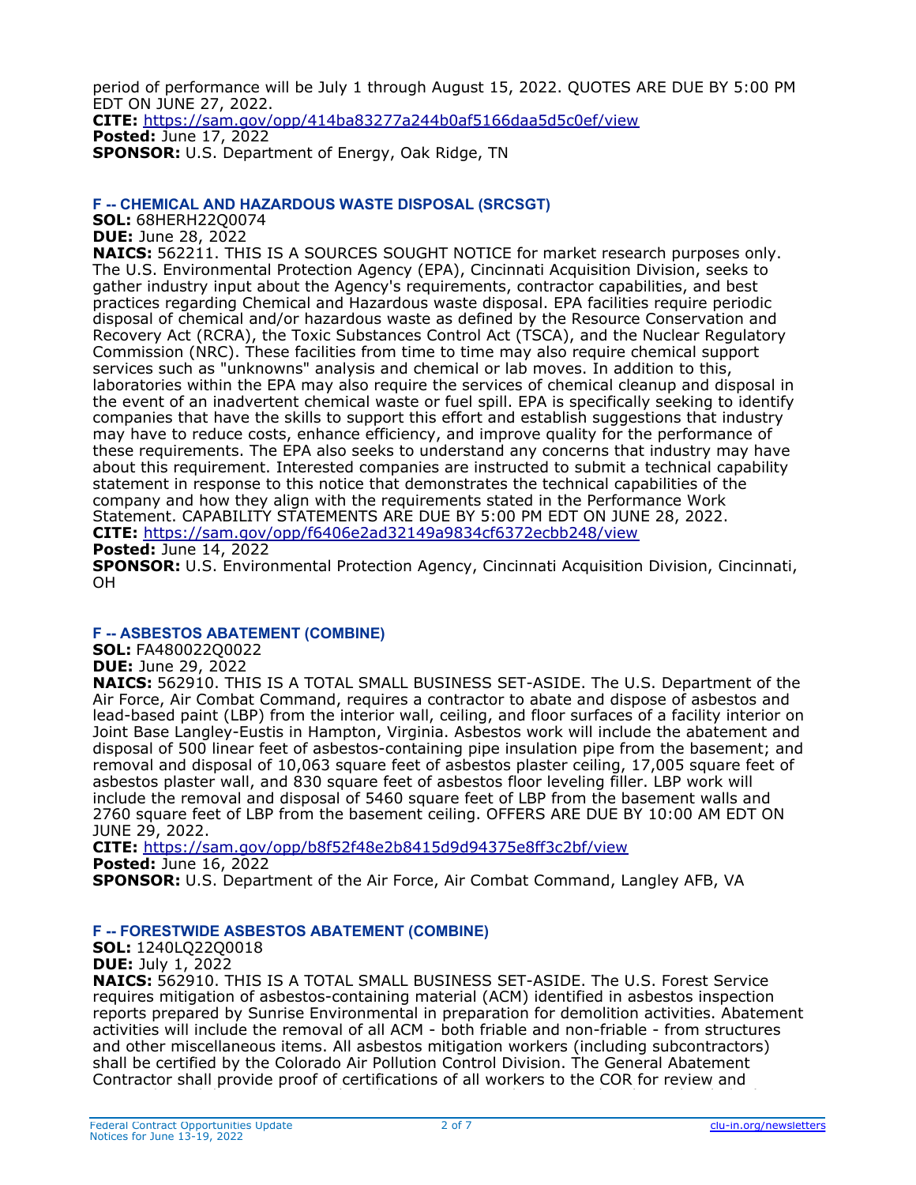period of performance will be July 1 through August 15, 2022. QUOTES ARE DUE BY 5:00 PM EDT ON JUNE 27, 2022.
**CITE:** https://sam.gov/opp/414ba83277a244b0af5166daa5d5c0ef/view
**Posted:** June 17, 2022
**SPONSOR:** U.S. Department of Energy, Oak Ridge, TN

### F -- CHEMICAL AND HAZARDOUS WASTE DISPOSAL (SRCSGT)

**SOL:** 68HERH22Q0074
**DUE:** June 28, 2022
**NAICS:** 562211. THIS IS A SOURCES SOUGHT NOTICE for market research purposes only. The U.S. Environmental Protection Agency (EPA), Cincinnati Acquisition Division, seeks to gather industry input about the Agency's requirements, contractor capabilities, and best practices regarding Chemical and Hazardous waste disposal. EPA facilities require periodic disposal of chemical and/or hazardous waste as defined by the Resource Conservation and Recovery Act (RCRA), the Toxic Substances Control Act (TSCA), and the Nuclear Regulatory Commission (NRC). These facilities from time to time may also require chemical support services such as "unknowns" analysis and chemical or lab moves. In addition to this, laboratories within the EPA may also require the services of chemical cleanup and disposal in the event of an inadvertent chemical waste or fuel spill. EPA is specifically seeking to identify companies that have the skills to support this effort and establish suggestions that industry may have to reduce costs, enhance efficiency, and improve quality for the performance of these requirements. The EPA also seeks to understand any concerns that industry may have about this requirement. Interested companies are instructed to submit a technical capability statement in response to this notice that demonstrates the technical capabilities of the company and how they align with the requirements stated in the Performance Work Statement. CAPABILITY STATEMENTS ARE DUE BY 5:00 PM EDT ON JUNE 28, 2022.
**CITE:** https://sam.gov/opp/f6406e2ad32149a9834cf6372ecbb248/view
**Posted:** June 14, 2022
**SPONSOR:** U.S. Environmental Protection Agency, Cincinnati Acquisition Division, Cincinnati, OH

### F -- ASBESTOS ABATEMENT (COMBINE)

**SOL:** FA480022Q0022
**DUE:** June 29, 2022
**NAICS:** 562910. THIS IS A TOTAL SMALL BUSINESS SET-ASIDE. The U.S. Department of the Air Force, Air Combat Command, requires a contractor to abate and dispose of asbestos and lead-based paint (LBP) from the interior wall, ceiling, and floor surfaces of a facility interior on Joint Base Langley-Eustis in Hampton, Virginia. Asbestos work will include the abatement and disposal of 500 linear feet of asbestos-containing pipe insulation pipe from the basement; and removal and disposal of 10,063 square feet of asbestos plaster ceiling, 17,005 square feet of asbestos plaster wall, and 830 square feet of asbestos floor leveling filler. LBP work will include the removal and disposal of 5460 square feet of LBP from the basement walls and 2760 square feet of LBP from the basement ceiling. OFFERS ARE DUE BY 10:00 AM EDT ON JUNE 29, 2022.
**CITE:** https://sam.gov/opp/b8f52f48e2b8415d9d94375e8ff3c2bf/view
**Posted:** June 16, 2022
**SPONSOR:** U.S. Department of the Air Force, Air Combat Command, Langley AFB, VA

### F -- FORESTWIDE ASBESTOS ABATEMENT (COMBINE)

**SOL:** 1240LQ22Q0018
**DUE:** July 1, 2022
**NAICS:** 562910. THIS IS A TOTAL SMALL BUSINESS SET-ASIDE. The U.S. Forest Service requires mitigation of asbestos-containing material (ACM) identified in asbestos inspection reports prepared by Sunrise Environmental in preparation for demolition activities. Abatement activities will include the removal of all ACM - both friable and non-friable - from structures and other miscellaneous items. All asbestos mitigation workers (including subcontractors) shall be certified by the Colorado Air Pollution Control Division. The General Abatement Contractor shall provide proof of certifications of all workers to the COR for review and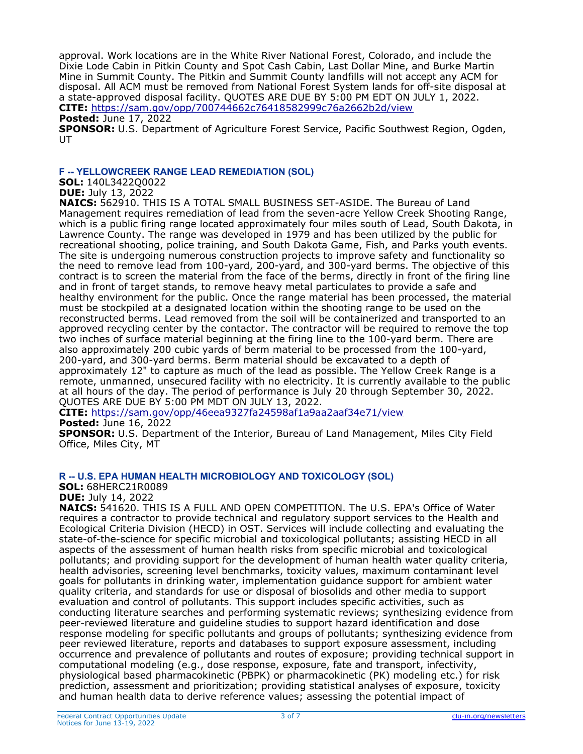approval. Work locations are in the White River National Forest, Colorado, and include the Dixie Lode Cabin in Pitkin County and Spot Cash Cabin, Last Dollar Mine, and Burke Martin Mine in Summit County. The Pitkin and Summit County landfills will not accept any ACM for disposal. All ACM must be removed from National Forest System lands for off-site disposal at a state-approved disposal facility. QUOTES ARE DUE BY 5:00 PM EDT ON JULY 1, 2022.
**CITE:** https://sam.gov/opp/700744662c76418582999c76a2662b2d/view
**Posted:** June 17, 2022
**SPONSOR:** U.S. Department of Agriculture Forest Service, Pacific Southwest Region, Ogden, UT

### F -- YELLOWCREEK RANGE LEAD REMEDIATION (SOL)

**SOL:** 140L3422Q0022
**DUE:** July 13, 2022
**NAICS:** 562910. THIS IS A TOTAL SMALL BUSINESS SET-ASIDE. The Bureau of Land Management requires remediation of lead from the seven-acre Yellow Creek Shooting Range, which is a public firing range located approximately four miles south of Lead, South Dakota, in Lawrence County. The range was developed in 1979 and has been utilized by the public for recreational shooting, police training, and South Dakota Game, Fish, and Parks youth events. The site is undergoing numerous construction projects to improve safety and functionality so the need to remove lead from 100-yard, 200-yard, and 300-yard berms. The objective of this contract is to screen the material from the face of the berms, directly in front of the firing line and in front of target stands, to remove heavy metal particulates to provide a safe and healthy environment for the public. Once the range material has been processed, the material must be stockpiled at a designated location within the shooting range to be used on the reconstructed berms. Lead removed from the soil will be containerized and transported to an approved recycling center by the contactor. The contractor will be required to remove the top two inches of surface material beginning at the firing line to the 100-yard berm. There are also approximately 200 cubic yards of berm material to be processed from the 100-yard, 200-yard, and 300-yard berms. Berm material should be excavated to a depth of approximately 12" to capture as much of the lead as possible. The Yellow Creek Range is a remote, unmanned, unsecured facility with no electricity. It is currently available to the public at all hours of the day. The period of performance is July 20 through September 30, 2022. QUOTES ARE DUE BY 5:00 PM MDT ON JULY 13, 2022.
**CITE:** https://sam.gov/opp/46eea9327fa24598af1a9aa2aaf34e71/view
**Posted:** June 16, 2022
**SPONSOR:** U.S. Department of the Interior, Bureau of Land Management, Miles City Field Office, Miles City, MT

### R -- U.S. EPA HUMAN HEALTH MICROBIOLOGY AND TOXICOLOGY (SOL)

**SOL:** 68HERC21R0089
**DUE:** July 14, 2022
**NAICS:** 541620. THIS IS A FULL AND OPEN COMPETITION. The U.S. EPA's Office of Water requires a contractor to provide technical and regulatory support services to the Health and Ecological Criteria Division (HECD) in OST. Services will include collecting and evaluating the state-of-the-science for specific microbial and toxicological pollutants; assisting HECD in all aspects of the assessment of human health risks from specific microbial and toxicological pollutants; and providing support for the development of human health water quality criteria, health advisories, screening level benchmarks, toxicity values, maximum contaminant level goals for pollutants in drinking water, implementation guidance support for ambient water quality criteria, and standards for use or disposal of biosolids and other media to support evaluation and control of pollutants. This support includes specific activities, such as conducting literature searches and performing systematic reviews; synthesizing evidence from peer-reviewed literature and guideline studies to support hazard identification and dose response modeling for specific pollutants and groups of pollutants; synthesizing evidence from peer reviewed literature, reports and databases to support exposure assessment, including occurrence and prevalence of pollutants and routes of exposure; providing technical support in computational modeling (e.g., dose response, exposure, fate and transport, infectivity, physiological based pharmacokinetic (PBPK) or pharmacokinetic (PK) modeling etc.) for risk prediction, assessment and prioritization; providing statistical analyses of exposure, toxicity and human health data to derive reference values; assessing the potential impact of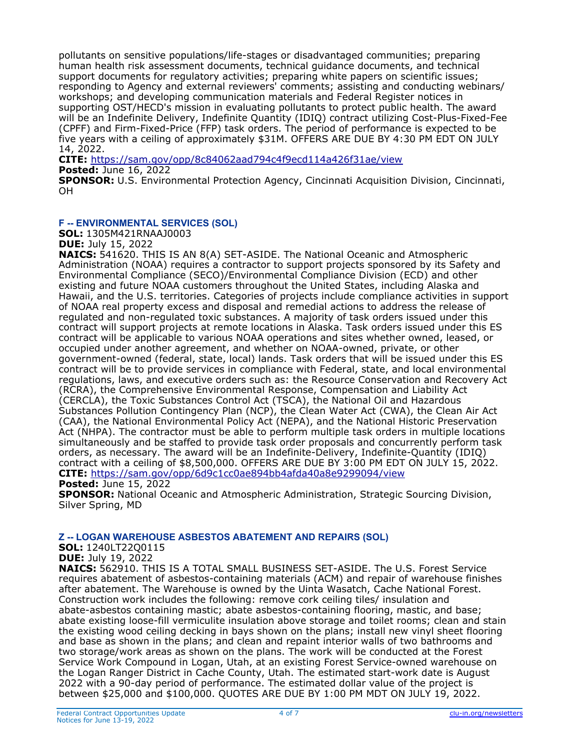pollutants on sensitive populations/life-stages or disadvantaged communities; preparing human health risk assessment documents, technical guidance documents, and technical support documents for regulatory activities; preparing white papers on scientific issues; responding to Agency and external reviewers' comments; assisting and conducting webinars/ workshops; and developing communication materials and Federal Register notices in supporting OST/HECD's mission in evaluating pollutants to protect public health. The award will be an Indefinite Delivery, Indefinite Quantity (IDIQ) contract utilizing Cost-Plus-Fixed-Fee (CPFF) and Firm-Fixed-Price (FFP) task orders. The period of performance is expected to be five years with a ceiling of approximately $31M. OFFERS ARE DUE BY 4:30 PM EDT ON JULY 14, 2022.
**CITE:** https://sam.gov/opp/8c84062aad794c4f9ecd114a426f31ae/view
**Posted:** June 16, 2022
**SPONSOR:** U.S. Environmental Protection Agency, Cincinnati Acquisition Division, Cincinnati, OH

### F -- ENVIRONMENTAL SERVICES (SOL)

**SOL:** 1305M421RNAAJ0003
**DUE:** July 15, 2022
**NAICS:** 541620. THIS IS AN 8(A) SET-ASIDE. The National Oceanic and Atmospheric Administration (NOAA) requires a contractor to support projects sponsored by its Safety and Environmental Compliance (SECO)/Environmental Compliance Division (ECD) and other existing and future NOAA customers throughout the United States, including Alaska and Hawaii, and the U.S. territories. Categories of projects include compliance activities in support of NOAA real property excess and disposal and remedial actions to address the release of regulated and non-regulated toxic substances. A majority of task orders issued under this contract will support projects at remote locations in Alaska. Task orders issued under this ES contract will be applicable to various NOAA operations and sites whether owned, leased, or occupied under another agreement, and whether on NOAA-owned, private, or other government-owned (federal, state, local) lands. Task orders that will be issued under this ES contract will be to provide services in compliance with Federal, state, and local environmental regulations, laws, and executive orders such as: the Resource Conservation and Recovery Act (RCRA), the Comprehensive Environmental Response, Compensation and Liability Act (CERCLA), the Toxic Substances Control Act (TSCA), the National Oil and Hazardous Substances Pollution Contingency Plan (NCP), the Clean Water Act (CWA), the Clean Air Act (CAA), the National Environmental Policy Act (NEPA), and the National Historic Preservation Act (NHPA). The contractor must be able to perform multiple task orders in multiple locations simultaneously and be staffed to provide task order proposals and concurrently perform task orders, as necessary. The award will be an Indefinite-Delivery, Indefinite-Quantity (IDIQ) contract with a ceiling of $8,500,000. OFFERS ARE DUE BY 3:00 PM EDT ON JULY 15, 2022.
**CITE:** https://sam.gov/opp/6d9c1cc0ae894bb4afda40a8e9299094/view
**Posted:** June 15, 2022
**SPONSOR:** National Oceanic and Atmospheric Administration, Strategic Sourcing Division, Silver Spring, MD

### Z -- LOGAN WAREHOUSE ASBESTOS ABATEMENT AND REPAIRS (SOL)

**SOL:** 1240LT22Q0115
**DUE:** July 19, 2022
**NAICS:** 562910. THIS IS A TOTAL SMALL BUSINESS SET-ASIDE. The U.S. Forest Service requires abatement of asbestos-containing materials (ACM) and repair of warehouse finishes after abatement. The Warehouse is owned by the Uinta Wasatch, Cache National Forest. Construction work includes the following: remove cork ceiling tiles/ insulation and abate-asbestos containing mastic; abate asbestos-containing flooring, mastic, and base; abate existing loose-fill vermiculite insulation above storage and toilet rooms; clean and stain the existing wood ceiling decking in bays shown on the plans; install new vinyl sheet flooring and base as shown in the plans; and clean and repaint interior walls of two bathrooms and two storage/work areas as shown on the plans. The work will be conducted at the Forest Service Work Compound in Logan, Utah, at an existing Forest Service-owned warehouse on the Logan Ranger District in Cache County, Utah. The estimated start-work date is August 2022 with a 90-day period of performance. The estimated dollar value of the project is between $25,000 and $100,000. QUOTES ARE DUE BY 1:00 PM MDT ON JULY 19, 2022.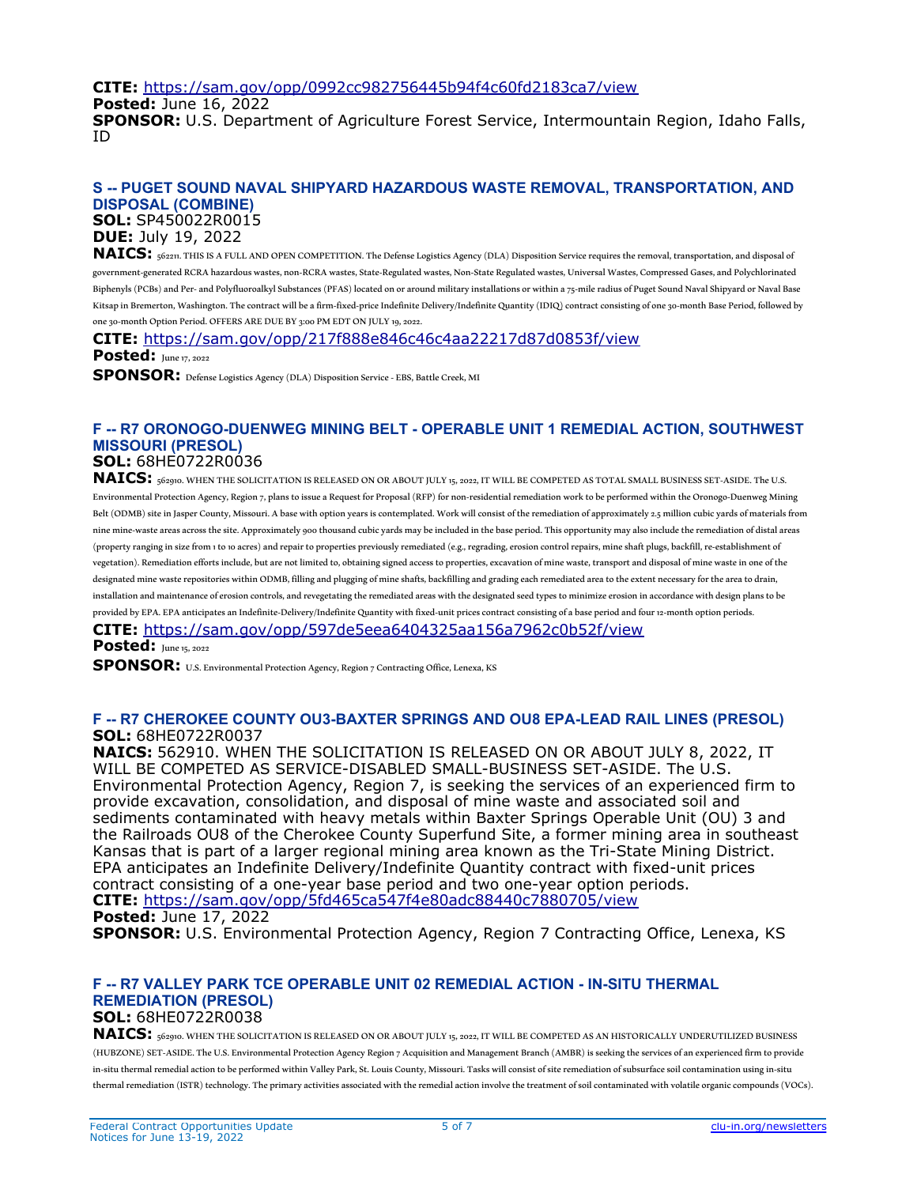**CITE:** https://sam.gov/opp/0992cc982756445b94f4c60fd2183ca7/view
**Posted:** June 16, 2022
**SPONSOR:** U.S. Department of Agriculture Forest Service, Intermountain Region, Idaho Falls, ID

### S -- PUGET SOUND NAVAL SHIPYARD HAZARDOUS WASTE REMOVAL, TRANSPORTATION, AND DISPOSAL (COMBINE)

**SOL:** SP450022R0015
**DUE:** July 19, 2022
**NAICS:** 562211. THIS IS A FULL AND OPEN COMPETITION. The Defense Logistics Agency (DLA) Disposition Service requires the removal, transportation, and disposal of government-generated RCRA hazardous wastes, non-RCRA wastes, State-Regulated wastes, Non-State Regulated wastes, Universal Wastes, Compressed Gases, and Polychlorinated Biphenyls (PCBs) and Per- and Polyfluoroalkyl Substances (PFAS) located on or around military installations or within a 75-mile radius of Puget Sound Naval Shipyard or Naval Base Kitsap in Bremerton, Washington. The contract will be a firm-fixed-price Indefinite Delivery/Indefinite Quantity (IDIQ) contract consisting of one 30-month Base Period, followed by one 30-month Option Period. OFFERS ARE DUE BY 3:00 PM EDT ON JULY 19, 2022.
**CITE:** https://sam.gov/opp/217f888e846c46c4aa22217d87d0853f/view
**Posted:** June 17, 2022
**SPONSOR:** Defense Logistics Agency (DLA) Disposition Service - EBS, Battle Creek, MI

### F -- R7 ORONOGO-DUENWEG MINING BELT - OPERABLE UNIT 1 REMEDIAL ACTION, SOUTHWEST MISSOURI (PRESOL)

**SOL:** 68HE0722R0036
**NAICS:** 562910. WHEN THE SOLICITATION IS RELEASED ON OR ABOUT JULY 15, 2022, IT WILL BE COMPETED AS TOTAL SMALL BUSINESS SET-ASIDE. The U.S. Environmental Protection Agency, Region 7, plans to issue a Request for Proposal (RFP) for non-residential remediation work to be performed within the Oronogo-Duenweg Mining Belt (ODMB) site in Jasper County, Missouri. A base with option years is contemplated. Work will consist of the remediation of approximately 2.5 million cubic yards of materials from nine mine-waste areas across the site. Approximately 900 thousand cubic yards may be included in the base period. This opportunity may also include the remediation of distal areas (property ranging in size from 1 to 10 acres) and repair to properties previously remediated (e.g., regrading, erosion control repairs, mine shaft plugs, backfill, re-establishment of vegetation). Remediation efforts include, but are not limited to, obtaining signed access to properties, excavation of mine waste, transport and disposal of mine waste in one of the designated mine waste repositories within ODMB, filling and plugging of mine shafts, backfilling and grading each remediated area to the extent necessary for the area to drain, installation and maintenance of erosion controls, and revegetating the remediated areas with the designated seed types to minimize erosion in accordance with design plans to be provided by EPA. EPA anticipates an Indefinite-Delivery/Indefinite Quantity with fixed-unit prices contract consisting of a base period and four 12-month option periods.
**CITE:** https://sam.gov/opp/597de5eea6404325aa156a7962c0b52f/view
**Posted:** June 15, 2022
**SPONSOR:** U.S. Environmental Protection Agency, Region 7 Contracting Office, Lenexa, KS

### F -- R7 CHEROKEE COUNTY OU3-BAXTER SPRINGS AND OU8 EPA-LEAD RAIL LINES (PRESOL)

**SOL:** 68HE0722R0037
**NAICS:** 562910. WHEN THE SOLICITATION IS RELEASED ON OR ABOUT JULY 8, 2022, IT WILL BE COMPETED AS SERVICE-DISABLED SMALL-BUSINESS SET-ASIDE. The U.S. Environmental Protection Agency, Region 7, is seeking the services of an experienced firm to provide excavation, consolidation, and disposal of mine waste and associated soil and sediments contaminated with heavy metals within Baxter Springs Operable Unit (OU) 3 and the Railroads OU8 of the Cherokee County Superfund Site, a former mining area in southeast Kansas that is part of a larger regional mining area known as the Tri-State Mining District. EPA anticipates an Indefinite Delivery/Indefinite Quantity contract with fixed-unit prices contract consisting of a one-year base period and two one-year option periods.
**CITE:** https://sam.gov/opp/5fd465ca547f4e80adc88440c7880705/view
**Posted:** June 17, 2022
**SPONSOR:** U.S. Environmental Protection Agency, Region 7 Contracting Office, Lenexa, KS

### F -- R7 VALLEY PARK TCE OPERABLE UNIT 02 REMEDIAL ACTION - IN-SITU THERMAL REMEDIATION (PRESOL)

**SOL:** 68HE0722R0038
**NAICS:** 562910. WHEN THE SOLICITATION IS RELEASED ON OR ABOUT JULY 15, 2022, IT WILL BE COMPETED AS AN HISTORICALLY UNDERUTILIZED BUSINESS (HUBZONE) SET-ASIDE. The U.S. Environmental Protection Agency Region 7 Acquisition and Management Branch (AMBR) is seeking the services of an experienced firm to provide in-situ thermal remedial action to be performed within Valley Park, St. Louis County, Missouri. Tasks will consist of site remediation of subsurface soil contamination using in-situ thermal remediation (ISTR) technology. The primary activities associated with the remedial action involve the treatment of soil contaminated with volatile organic compounds (VOCs).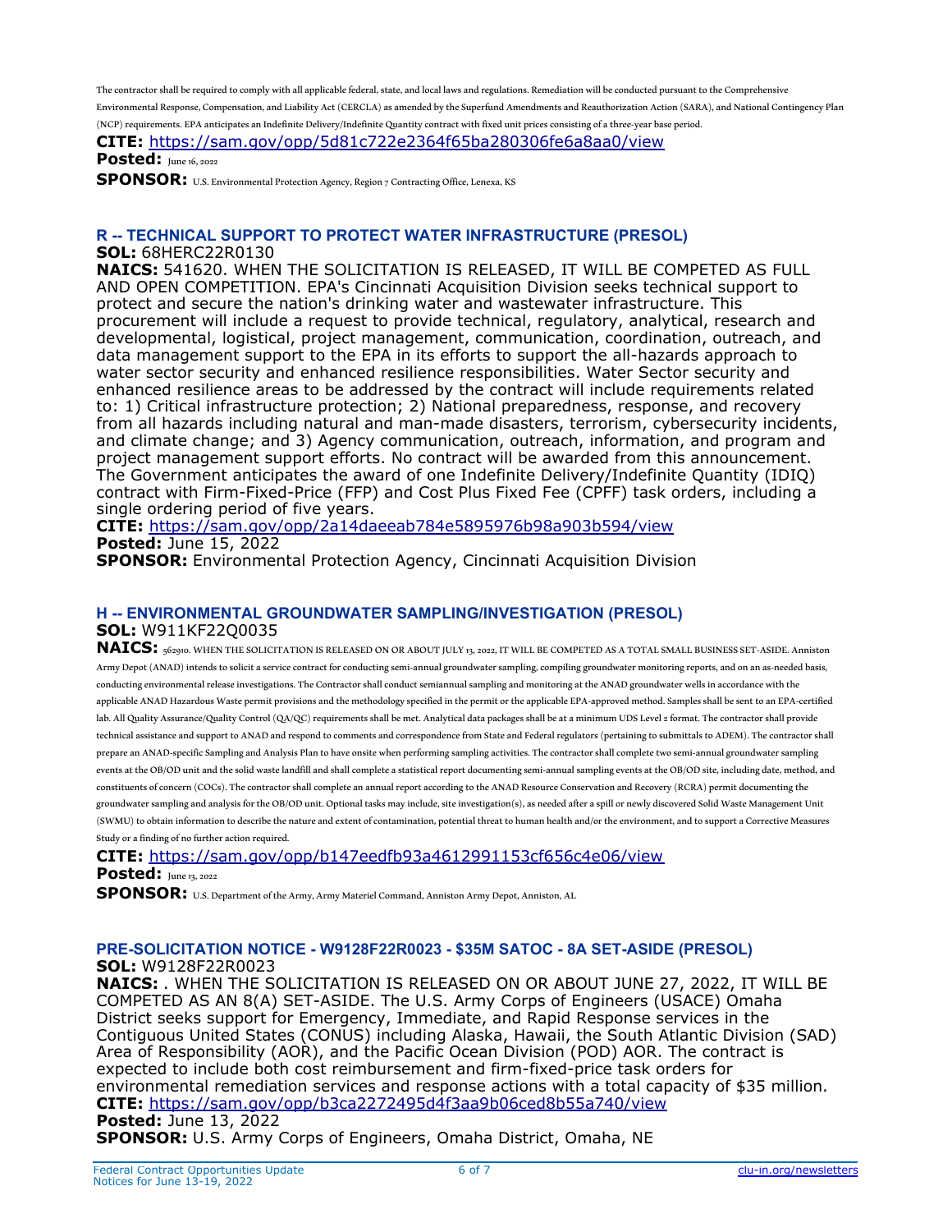The contractor shall be required to comply with all applicable federal, state, and local laws and regulations. Remediation will be conducted pursuant to the Comprehensive Environmental Response, Compensation, and Liability Act (CERCLA) as amended by the Superfund Amendments and Reauthorization Action (SARA), and National Contingency Plan (NCP) requirements. EPA anticipates an Indefinite Delivery/Indefinite Quantity contract with fixed unit prices consisting of a three-year base period.

**CITE:** https://sam.gov/opp/5d81c722e2364f65ba280306fe6a8aa0/view

**Posted:** June 16, 2022

**SPONSOR:** U.S. Environmental Protection Agency, Region 7 Contracting Office, Lenexa, KS

### R -- TECHNICAL SUPPORT TO PROTECT WATER INFRASTRUCTURE (PRESOL)

**SOL:** 68HERC22R0130

**NAICS:** 541620. WHEN THE SOLICITATION IS RELEASED, IT WILL BE COMPETED AS FULL AND OPEN COMPETITION. EPA's Cincinnati Acquisition Division seeks technical support to protect and secure the nation's drinking water and wastewater infrastructure. This procurement will include a request to provide technical, regulatory, analytical, research and developmental, logistical, project management, communication, coordination, outreach, and data management support to the EPA in its efforts to support the all-hazards approach to water sector security and enhanced resilience responsibilities. Water Sector security and enhanced resilience areas to be addressed by the contract will include requirements related to: 1) Critical infrastructure protection; 2) National preparedness, response, and recovery from all hazards including natural and man-made disasters, terrorism, cybersecurity incidents, and climate change; and 3) Agency communication, outreach, information, and program and project management support efforts. No contract will be awarded from this announcement. The Government anticipates the award of one Indefinite Delivery/Indefinite Quantity (IDIQ) contract with Firm-Fixed-Price (FFP) and Cost Plus Fixed Fee (CPFF) task orders, including a single ordering period of five years.

**CITE:** https://sam.gov/opp/2a14daeeab784e5895976b98a903b594/view

**Posted:** June 15, 2022

**SPONSOR:** Environmental Protection Agency, Cincinnati Acquisition Division

### H -- ENVIRONMENTAL GROUNDWATER SAMPLING/INVESTIGATION (PRESOL)

**SOL:** W911KF22Q0035

**NAICS:** 562910. WHEN THE SOLICITATION IS RELEASED ON OR ABOUT JULY 13, 2022, IT WILL BE COMPETED AS A TOTAL SMALL BUSINESS SET-ASIDE. Anniston Army Depot (ANAD) intends to solicit a service contract for conducting semi-annual groundwater sampling, compiling groundwater monitoring reports, and on an as-needed basis, conducting environmental release investigations. The Contractor shall conduct semiannual sampling and monitoring at the ANAD groundwater wells in accordance with the applicable ANAD Hazardous Waste permit provisions and the methodology specified in the permit or the applicable EPA-approved method. Samples shall be sent to an EPA-certified lab. All Quality Assurance/Quality Control (QA/QC) requirements shall be met. Analytical data packages shall be at a minimum UDS Level 2 format. The contractor shall provide technical assistance and support to ANAD and respond to comments and correspondence from State and Federal regulators (pertaining to submittals to ADEM). The contractor shall prepare an ANAD-specific Sampling and Analysis Plan to have onsite when performing sampling activities. The contractor shall complete two semi-annual groundwater sampling events at the OB/OD unit and the solid waste landfill and shall complete a statistical report documenting semi-annual sampling events at the OB/OD site, including date, method, and constituents of concern (COCs). The contractor shall complete an annual report according to the ANAD Resource Conservation and Recovery (RCRA) permit documenting the groundwater sampling and analysis for the OB/OD unit. Optional tasks may include, site investigation(s), as needed after a spill or newly discovered Solid Waste Management Unit (SWMU) to obtain information to describe the nature and extent of contamination, potential threat to human health and/or the environment, and to support a Corrective Measures Study or a finding of no further action required.

**CITE:** https://sam.gov/opp/b147eedfb93a4612991153cf656c4e06/view

**Posted:** June 13, 2022

**SPONSOR:** U.S. Department of the Army, Army Materiel Command, Anniston Army Depot, Anniston, AL

### PRE-SOLICITATION NOTICE - W9128F22R0023 - $35M SATOC - 8A SET-ASIDE (PRESOL)

**SOL:** W9128F22R0023

**NAICS:** . WHEN THE SOLICITATION IS RELEASED ON OR ABOUT JUNE 27, 2022, IT WILL BE COMPETED AS AN 8(A) SET-ASIDE. The U.S. Army Corps of Engineers (USACE) Omaha District seeks support for Emergency, Immediate, and Rapid Response services in the Contiguous United States (CONUS) including Alaska, Hawaii, the South Atlantic Division (SAD) Area of Responsibility (AOR), and the Pacific Ocean Division (POD) AOR. The contract is expected to include both cost reimbursement and firm-fixed-price task orders for environmental remediation services and response actions with a total capacity of $35 million.

**CITE:** https://sam.gov/opp/b3ca2272495d4f3aa9b06ced8b55a740/view

**Posted:** June 13, 2022

**SPONSOR:** U.S. Army Corps of Engineers, Omaha District, Omaha, NE